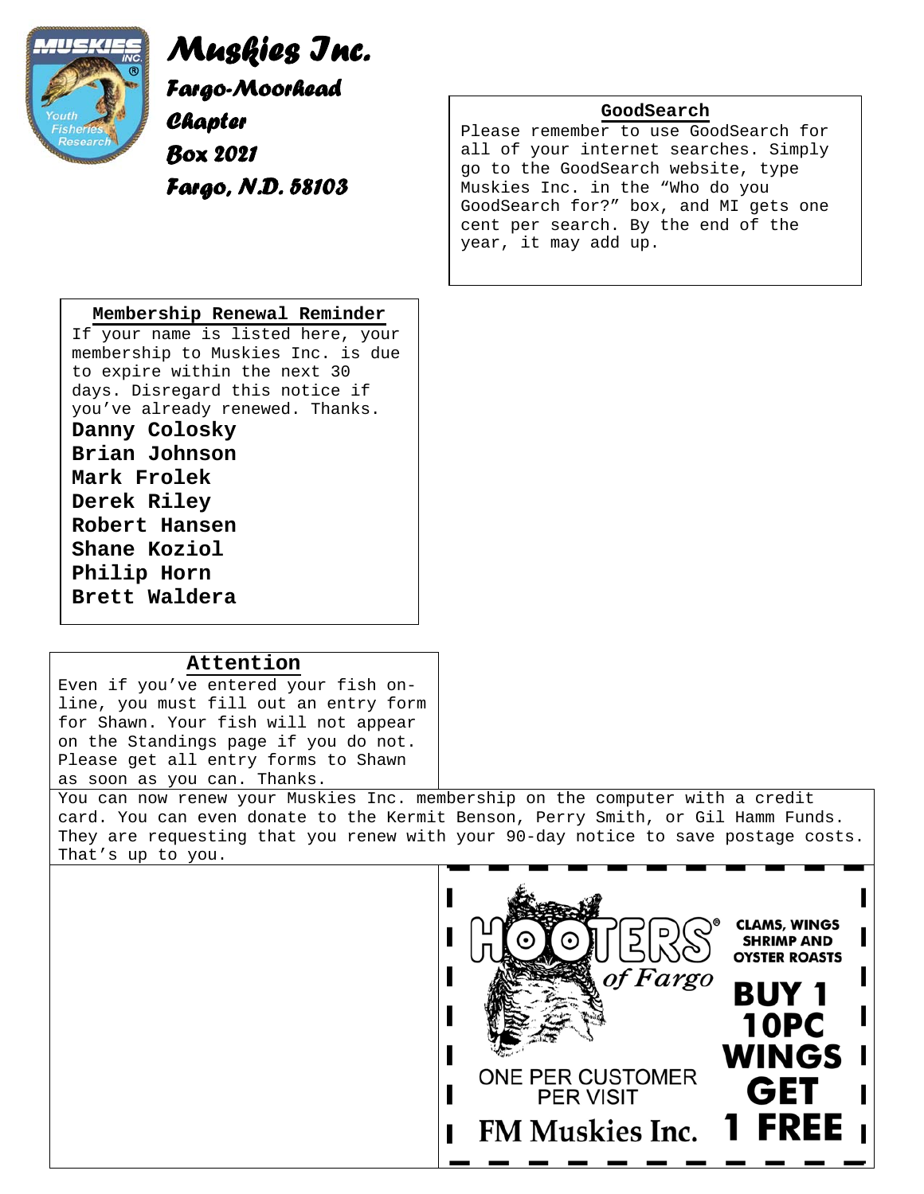# Muskies Inc.

## Fargo-Moorhead Chapter

Box 2021

Fargo, N.D. 58103

### GoodSearch

Please remember to use GoodSearch for all of your internet searches. Simply go to the GoodSearch website, type Muskies Inc. in the “Who do you GoodSearch for?” box, and MI gets one cent per search. By the end of the year, it may add up.

### Membership Renewal Reminder

If your name is listed here, your membership to Muskies Inc. is due to expire within the next 30 days. Disregard this notice if you’ve already renewed. Thanks.

**Danny Colosky**
**Brian Johnson**
**Mark Frolek**
**Derek Riley**
**Robert Hansen**
**Shane Koziol**
**Philip Horn**
**Brett Waldera**

### Attention

Even if you’ve entered your fish on-line, you must fill out an entry form for Shawn. Your fish will not appear on the Standings page if you do not. Please get all entry forms to Shawn as soon as you can. Thanks.

You can now renew your Muskies Inc. membership on the computer with a credit card. You can even donate to the Kermit Benson, Perry Smith, or Gil Hamm Funds. They are requesting that you renew with your 90-day notice to save postage costs. That’s up to you.

HOOTERS® of Fargo

CLAMS, WINGS SHRIMP AND OYSTER ROASTS

**BUY 1 10PC WINGS GET 1 FREE**

ONE PER CUSTOMER PER VISIT

FM Muskies Inc.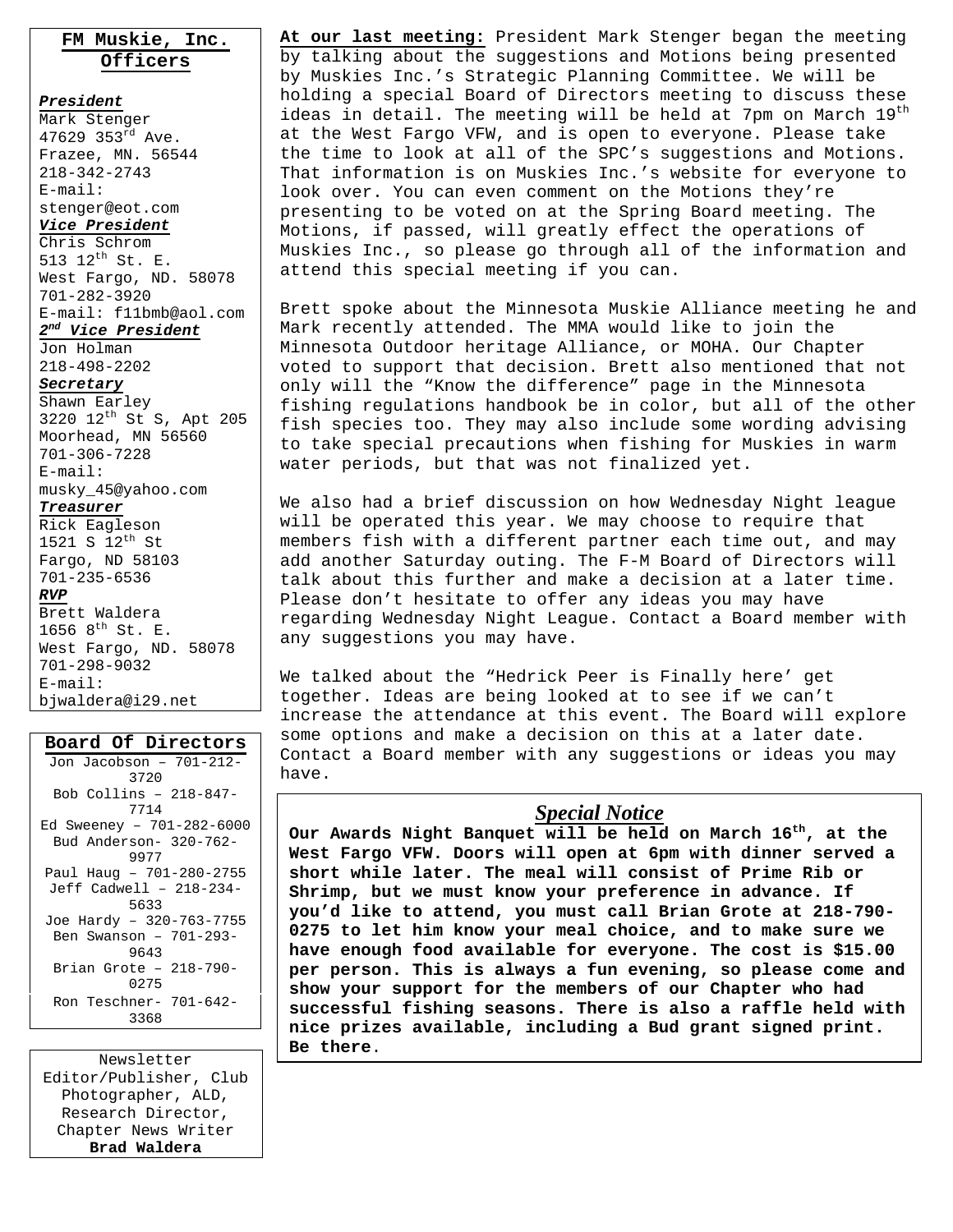## FM Muskie, Inc. Officers

***President***
Mark Stenger
47629 353rd Ave.
Frazee, MN. 56544
218-342-2743
E-mail:
stenger@eot.com

***Vice President***
Chris Schrom
513 12th St. E.
West Fargo, ND. 58078
701-282-3920
E-mail: f11bmb@aol.com

***2nd Vice President***
Jon Holman
218-498-2202

***Secretary***
Shawn Earley
3220 12th St S, Apt 205
Moorhead, MN 56560
701-306-7228
E-mail:
musky_45@yahoo.com

***Treasurer***
Rick Eagleson
1521 S 12th St
Fargo, ND 58103
701-235-6536

***RVP***
Brett Waldera
1656 8th St. E.
West Fargo, ND. 58078
701-298-9032
E-mail:
bjwaldera@i29.net

## Board Of Directors

Jon Jacobson – 701-212-3720
Bob Collins – 218-847-7714
Ed Sweeney – 701-282-6000
Bud Anderson- 320-762-9977
Paul Haug – 701-280-2755
Jeff Cadwell – 218-234-5633
Joe Hardy – 320-763-7755
Ben Swanson – 701-293-9643
Brian Grote – 218-790-0275
Ron Teschner- 701-642-3368

Newsletter Editor/Publisher, Club Photographer, ALD, Research Director, Chapter News Writer
**Brad Waldera**

**At our last meeting:** President Mark Stenger began the meeting by talking about the suggestions and Motions being presented by Muskies Inc.'s Strategic Planning Committee. We will be holding a special Board of Directors meeting to discuss these ideas in detail. The meeting will be held at 7pm on March 19th at the West Fargo VFW, and is open to everyone. Please take the time to look at all of the SPC's suggestions and Motions. That information is on Muskies Inc.'s website for everyone to look over. You can even comment on the Motions they're presenting to be voted on at the Spring Board meeting. The Motions, if passed, will greatly effect the operations of Muskies Inc., so please go through all of the information and attend this special meeting if you can.

Brett spoke about the Minnesota Muskie Alliance meeting he and Mark recently attended. The MMA would like to join the Minnesota Outdoor heritage Alliance, or MOHA. Our Chapter voted to support that decision. Brett also mentioned that not only will the "Know the difference" page in the Minnesota fishing regulations handbook be in color, but all of the other fish species too. They may also include some wording advising to take special precautions when fishing for Muskies in warm water periods, but that was not finalized yet.

We also had a brief discussion on how Wednesday Night league will be operated this year. We may choose to require that members fish with a different partner each time out, and may add another Saturday outing. The F-M Board of Directors will talk about this further and make a decision at a later time. Please don't hesitate to offer any ideas you may have regarding Wednesday Night League. Contact a Board member with any suggestions you may have.

We talked about the "Hedrick Peer is Finally here' get together. Ideas are being looked at to see if we can't increase the attendance at this event. The Board will explore some options and make a decision on this at a later date. Contact a Board member with any suggestions or ideas you may have.

### *Special Notice*

**Our Awards Night Banquet will be held on March 16th, at the West Fargo VFW. Doors will open at 6pm with dinner served a short while later. The meal will consist of Prime Rib or Shrimp, but we must know your preference in advance. If you'd like to attend, you must call Brian Grote at 218-790-0275 to let him know your meal choice, and to make sure we have enough food available for everyone. The cost is $15.00 per person. This is always a fun evening, so please come and show your support for the members of our Chapter who had successful fishing seasons. There is also a raffle held with nice prizes available, including a Bud grant signed print. Be there**.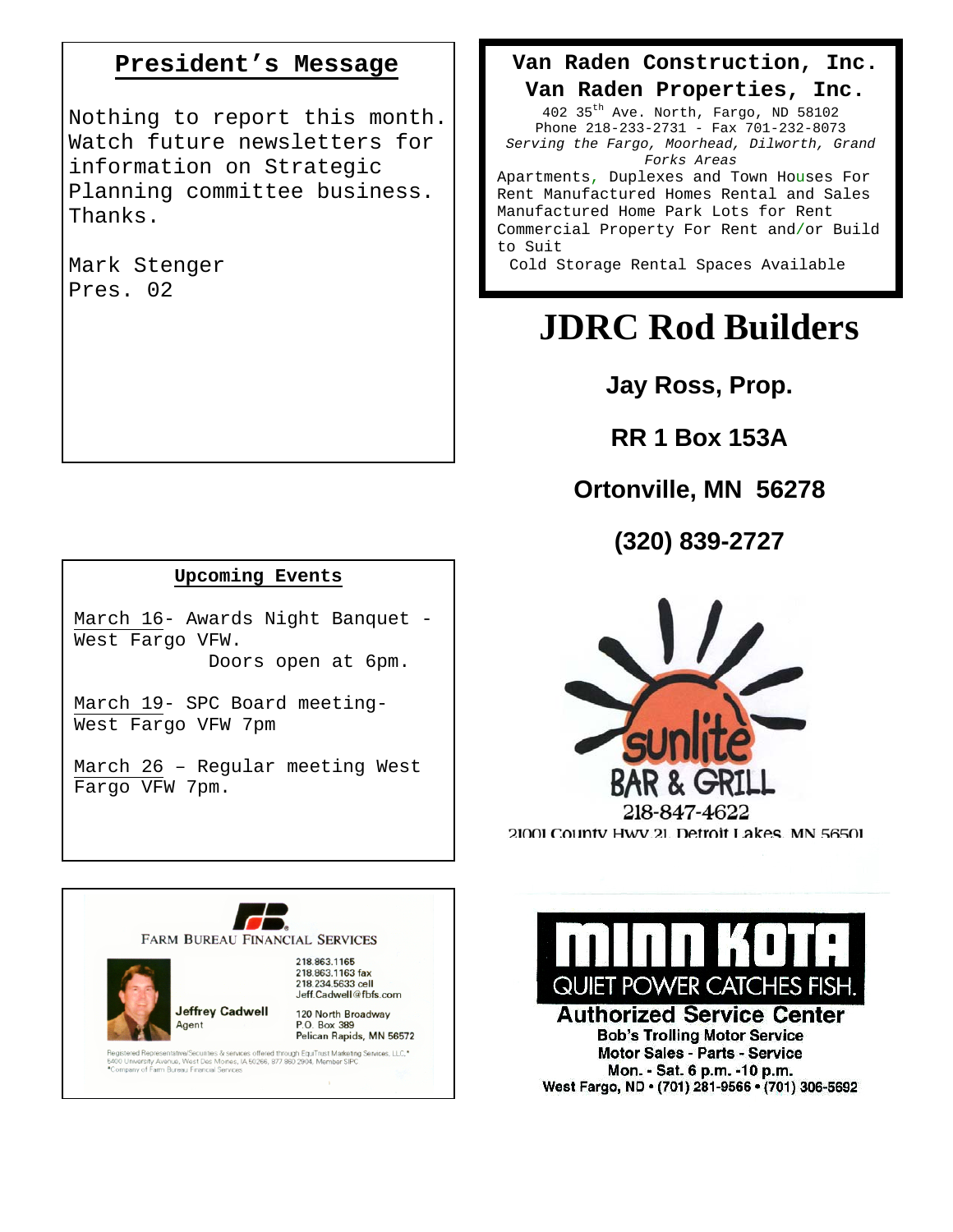## President's Message

Nothing to report this month. Watch future newsletters for information on Strategic Planning committee business. Thanks.

Mark Stenger
Pres. 02

## Upcoming Events

March 16- Awards Night Banquet - West Fargo VFW.
Doors open at 6pm.

March 19- SPC Board meeting- West Fargo VFW 7pm

March 26 – Regular meeting West Fargo VFW 7pm.

FARM BUREAU FINANCIAL SERVICES

Jeffrey Cadwell
Agent

218.863.1165
218.863.1163 fax
218.234.5633 cell
Jeff.Cadwell@fbfs.com

120 North Broadway
P.O. Box 389
Pelican Rapids, MN 56572

Registered Representative/Securities & services offered through EquiTrust Marketing Services, LLC,*
5400 University Avenue, West Des Moines, IA 50266, 877 860 2904, Member SIPC
*Company of Farm Bureau Financial Services

**Van Raden Construction, Inc.**
**Van Raden Properties, Inc.**

402 35th Ave. North, Fargo, ND 58102
Phone 218-233-2731 - Fax 701-232-8073
*Serving the Fargo, Moorhead, Dilworth, Grand Forks Areas*

Apartments, Duplexes and Town Houses For Rent Manufactured Homes Rental and Sales Manufactured Home Park Lots for Rent Commercial Property For Rent and/or Build to Suit
Cold Storage Rental Spaces Available

# JDRC Rod Builders

**Jay Ross, Prop.**

**RR 1 Box 153A**

**Ortonville, MN 56278**

**(320) 839-2727**

sunlite BAR & GRILL
218-847-4622
21001 County Hwy 21, Detroit Lakes, MN 56501

MINN KOTA
QUIET POWER CATCHES FISH.

**Authorized Service Center**
**Bob's Trolling Motor Service**
**Motor Sales - Parts - Service**
**Mon. - Sat. 6 p.m. -10 p.m.**
**West Fargo, ND • (701) 281-9566 • (701) 306-5692**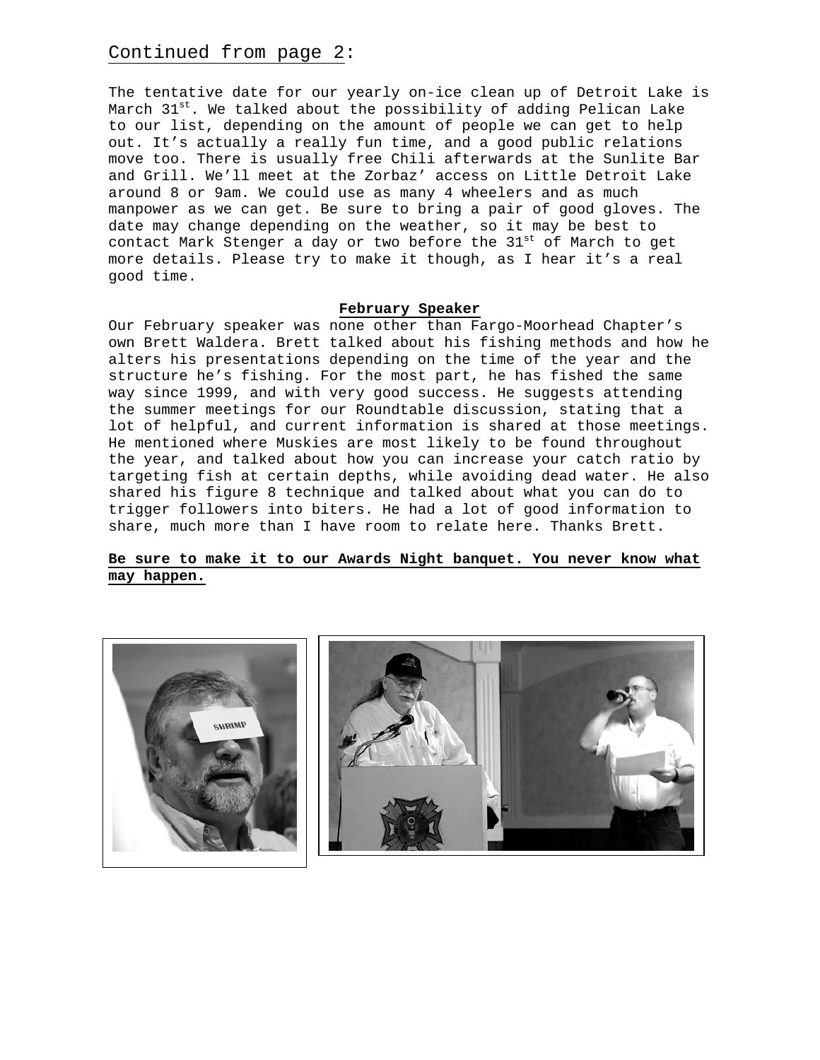Continued from page 2:

The tentative date for our yearly on-ice clean up of Detroit Lake is March 31st. We talked about the possibility of adding Pelican Lake to our list, depending on the amount of people we can get to help out. It's actually a really fun time, and a good public relations move too. There is usually free Chili afterwards at the Sunlite Bar and Grill. We'll meet at the Zorbaz' access on Little Detroit Lake around 8 or 9am. We could use as many 4 wheelers and as much manpower as we can get. Be sure to bring a pair of good gloves. The date may change depending on the weather, so it may be best to contact Mark Stenger a day or two before the 31st of March to get more details. Please try to make it though, as I hear it's a real good time.

**February Speaker**

Our February speaker was none other than Fargo-Moorhead Chapter's own Brett Waldera. Brett talked about his fishing methods and how he alters his presentations depending on the time of the year and the structure he's fishing. For the most part, he has fished the same way since 1999, and with very good success. He suggests attending the summer meetings for our Roundtable discussion, stating that a lot of helpful, and current information is shared at those meetings. He mentioned where Muskies are most likely to be found throughout the year, and talked about how you can increase your catch ratio by targeting fish at certain depths, while avoiding dead water. He also shared his figure 8 technique and talked about what you can do to trigger followers into biters. He had a lot of good information to share, much more than I have room to relate here. Thanks Brett.

**Be sure to make it to our Awards Night banquet. You never know what may happen.**